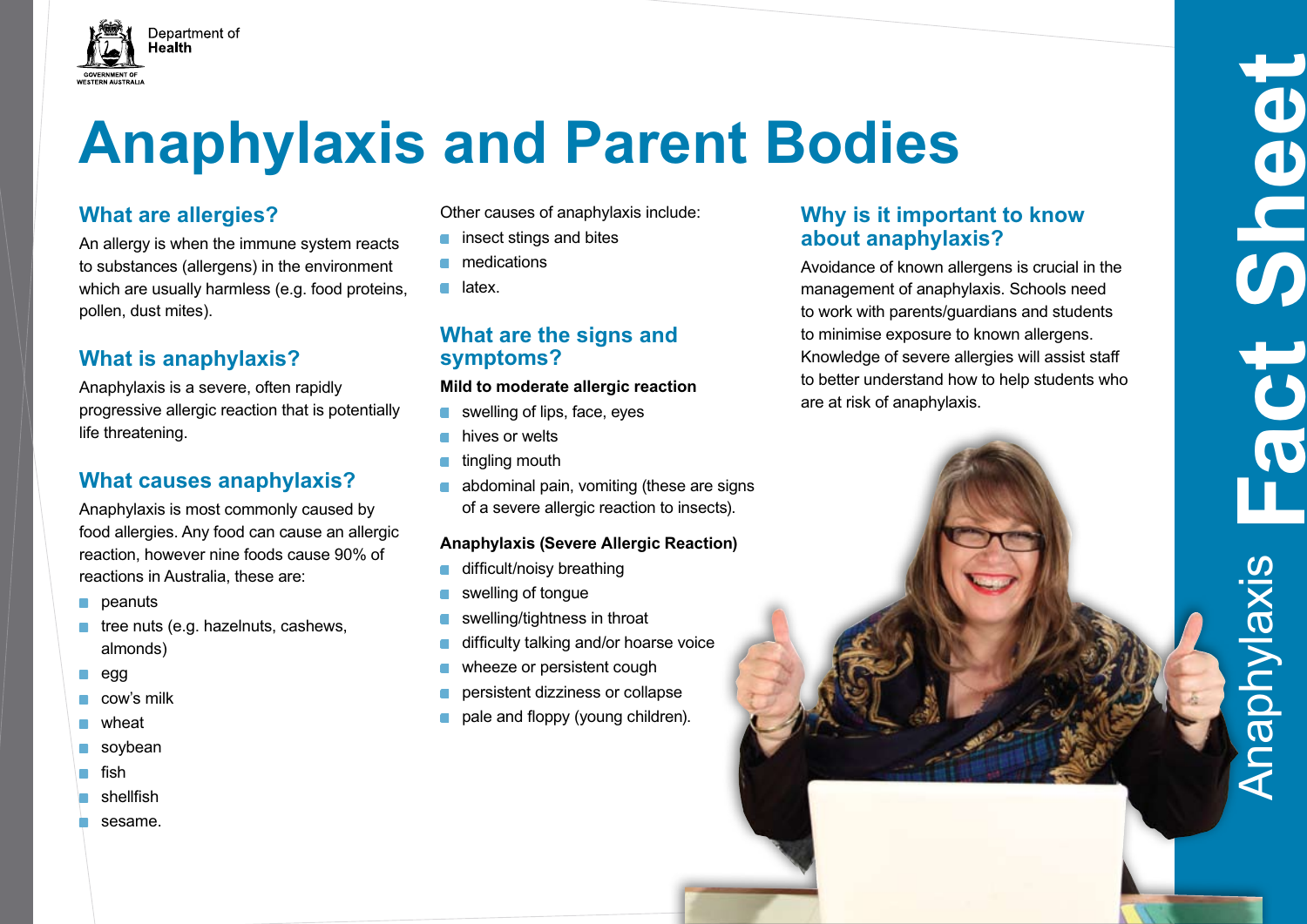Department of Health
GOVERNMENT OF WESTERN AUSTRALIA

# Anaphylaxis and Parent Bodies

Anaphylaxis Fact Sheet

## What are allergies?

An allergy is when the immune system reacts to substances (allergens) in the environment which are usually harmless (e.g. food proteins, pollen, dust mites).

## What is anaphylaxis?

Anaphylaxis is a severe, often rapidly progressive allergic reaction that is potentially life threatening.

## What causes anaphylaxis?

Anaphylaxis is most commonly caused by food allergies. Any food can cause an allergic reaction, however nine foods cause 90% of reactions in Australia, these are:

- peanuts
- tree nuts (e.g. hazelnuts, cashews, almonds)
- egg
- cow's milk
- wheat
- soybean
- fish
- shellfish
- sesame.

Other causes of anaphylaxis include:

- insect stings and bites
- medications
- latex.

## What are the signs and symptoms?

**Mild to moderate allergic reaction**

- swelling of lips, face, eyes
- hives or welts
- tingling mouth
- abdominal pain, vomiting (these are signs of a severe allergic reaction to insects).

**Anaphylaxis (Severe Allergic Reaction)**

- difficult/noisy breathing
- swelling of tongue
- swelling/tightness in throat
- difficulty talking and/or hoarse voice
- wheeze or persistent cough
- persistent dizziness or collapse
- pale and floppy (young children).

## Why is it important to know about anaphylaxis?

Avoidance of known allergens is crucial in the management of anaphylaxis. Schools need to work with parents/guardians and students to minimise exposure to known allergens. Knowledge of severe allergies will assist staff to better understand how to help students who are at risk of anaphylaxis.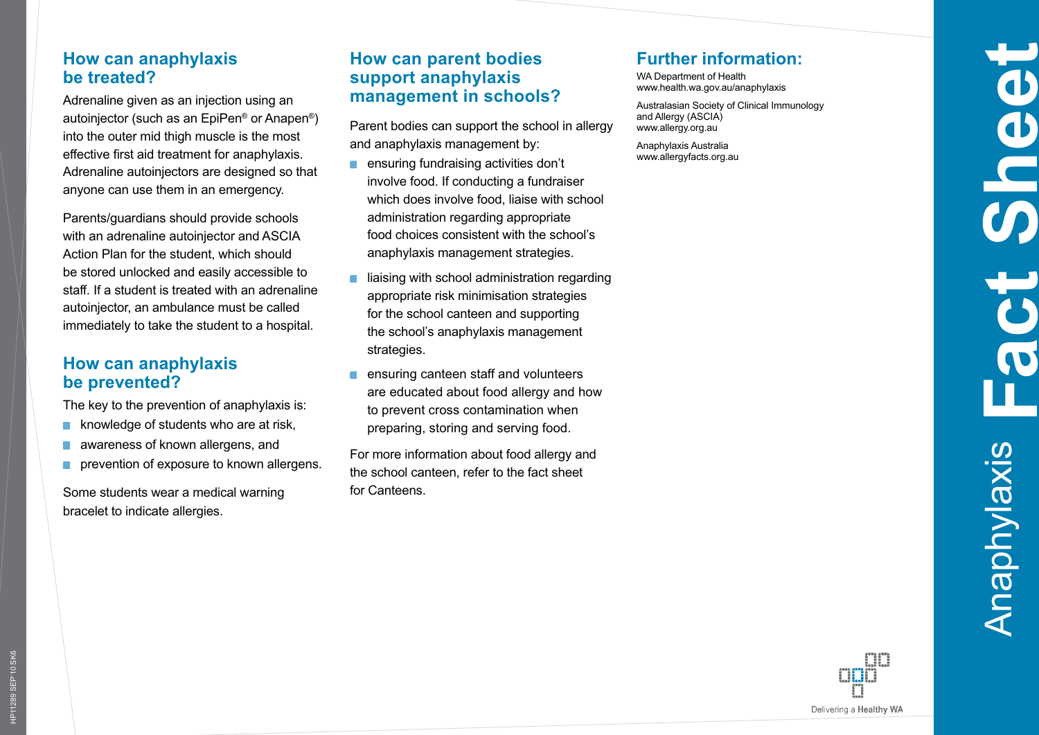## How can anaphylaxis be treated?

Adrenaline given as an injection using an autoinjector (such as an EpiPen® or Anapen®) into the outer mid thigh muscle is the most effective first aid treatment for anaphylaxis. Adrenaline autoinjectors are designed so that anyone can use them in an emergency.

Parents/guardians should provide schools with an adrenaline autoinjector and ASCIA Action Plan for the student, which should be stored unlocked and easily accessible to staff. If a student is treated with an adrenaline autoinjector, an ambulance must be called immediately to take the student to a hospital.

## How can anaphylaxis be prevented?

The key to the prevention of anaphylaxis is:

- knowledge of students who are at risk,
- awareness of known allergens, and
- prevention of exposure to known allergens.

Some students wear a medical warning bracelet to indicate allergies.

## How can parent bodies support anaphylaxis management in schools?

Parent bodies can support the school in allergy and anaphylaxis management by:

- ensuring fundraising activities don't involve food. If conducting a fundraiser which does involve food, liaise with school administration regarding appropriate food choices consistent with the school's anaphylaxis management strategies.
- liaising with school administration regarding appropriate risk minimisation strategies for the school canteen and supporting the school's anaphylaxis management strategies.
- ensuring canteen staff and volunteers are educated about food allergy and how to prevent cross contamination when preparing, storing and serving food.

For more information about food allergy and the school canteen, refer to the fact sheet for Canteens.

## Further information:

WA Department of Health
www.health.wa.gov.au/anaphylaxis

Australasian Society of Clinical Immunology and Allergy (ASCIA)
www.allergy.org.au

Anaphylaxis Australia
www.allergyfacts.org.au

Delivering a Healthy WA

HP11289 SEP'10 SK6

# Anaphylaxis Fact Sheet